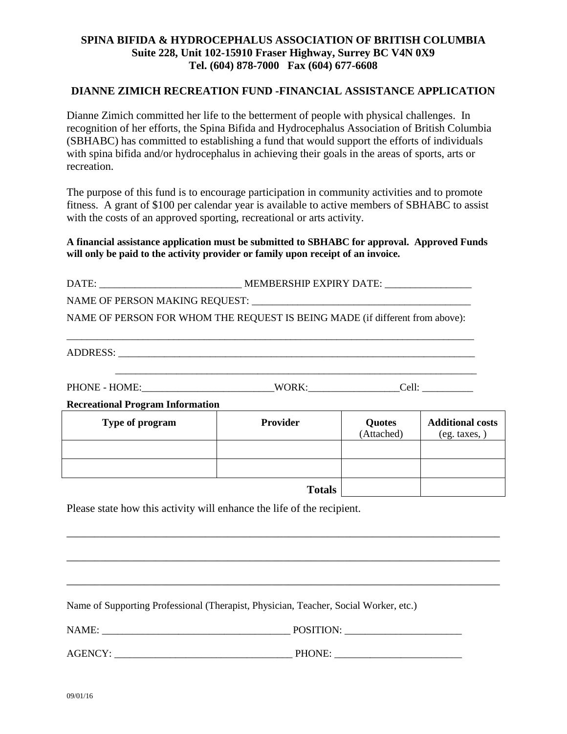**SPINA BIFIDA & HYDROCEPHALUS ASSOCIATION OF BRITISH COLUMBIA**
**Suite 228, Unit 102-15910 Fraser Highway, Surrey BC V4N 0X9**
**Tel. (604) 878-7000 Fax (604) 677-6608**

## DIANNE ZIMICH RECREATION FUND -FINANCIAL ASSISTANCE APPLICATION

Dianne Zimich committed her life to the betterment of people with physical challenges. In recognition of her efforts, the Spina Bifida and Hydrocephalus Association of British Columbia (SBHABC) has committed to establishing a fund that would support the efforts of individuals with spina bifida and/or hydrocephalus in achieving their goals in the areas of sports, arts or recreation.

The purpose of this fund is to encourage participation in community activities and to promote fitness. A grant of $100 per calendar year is available to active members of SBHABC to assist with the costs of an approved sporting, recreational or arts activity.

**A financial assistance application must be submitted to SBHABC for approval. Approved Funds will only be paid to the activity provider or family upon receipt of an invoice.**

DATE: ___________________________ MEMBERSHIP EXPIRY DATE: _________________

NAME OF PERSON MAKING REQUEST: ___________________________________________

NAME OF PERSON FOR WHOM THE REQUEST IS BEING MADE (if different from above):

_________________________________________________________________________________

ADDRESS: ___________________________________________________________________________

___________________________________________________________________________

PHONE - HOME:_________________________WORK:_________________Cell: __________

**Recreational Program Information**

| Type of program | Provider | Quotes (Attached) | Additional costs (eg. taxes, ) |
|---|---|---|---|
| | | | |
| | | | |
| | **Totals** | | |

Please state how this activity will enhance the life of the recipient.

_________________________________________________________________________________

_________________________________________________________________________________

_________________________________________________________________________________

Name of Supporting Professional (Therapist, Physician, Teacher, Social Worker, etc.)

NAME: _____________________________________ POSITION: _______________________

AGENCY: ___________________________________ PHONE: _________________________

09/01/16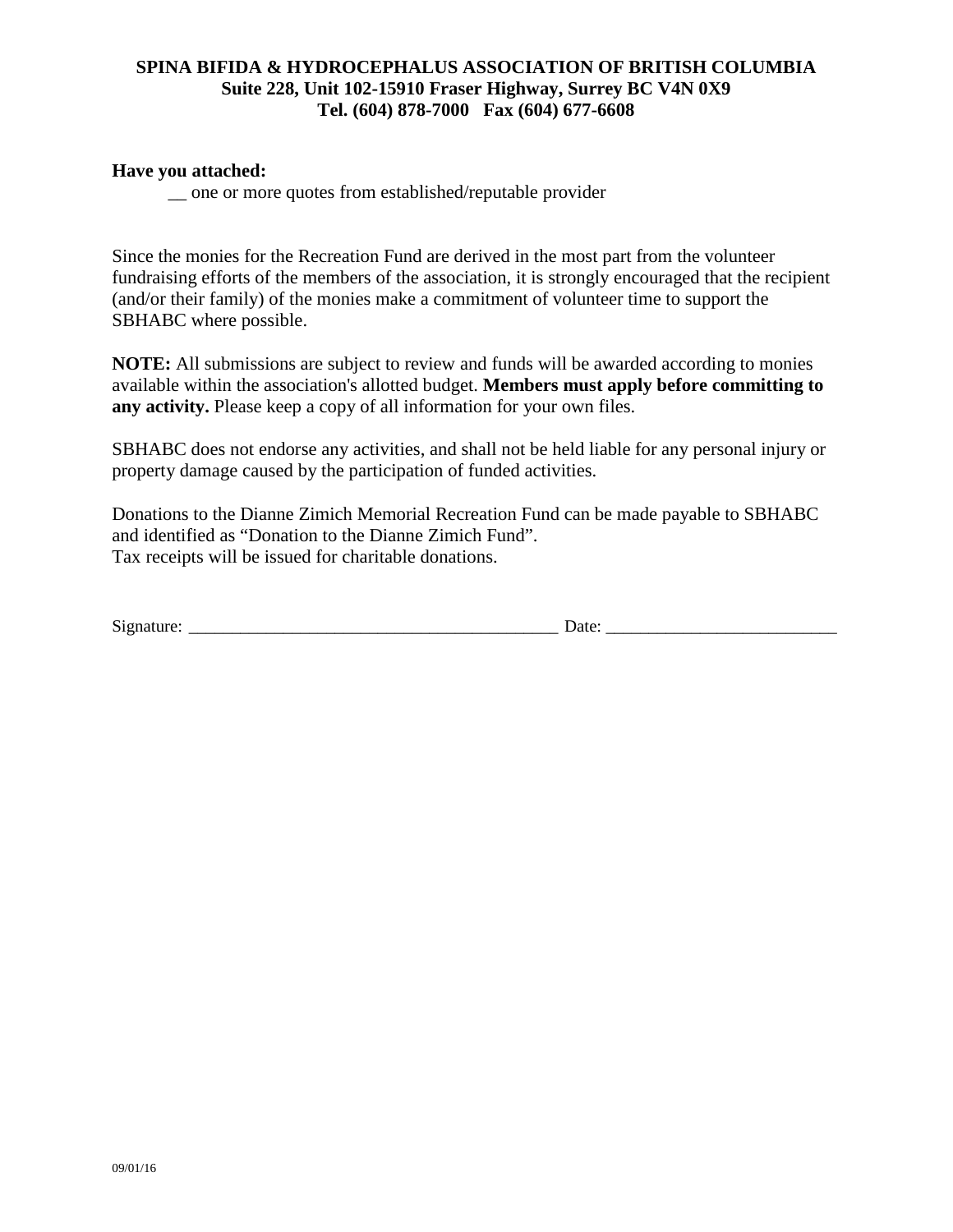**SPINA BIFIDA & HYDROCEPHALUS ASSOCIATION OF BRITISH COLUMBIA**
**Suite 228, Unit 102-15910 Fraser Highway, Surrey BC V4N 0X9**
**Tel. (604) 878-7000 Fax (604) 677-6608**

**Have you attached:**

__ one or more quotes from established/reputable provider

Since the monies for the Recreation Fund are derived in the most part from the volunteer fundraising efforts of the members of the association, it is strongly encouraged that the recipient (and/or their family) of the monies make a commitment of volunteer time to support the SBHABC where possible.

**NOTE:** All submissions are subject to review and funds will be awarded according to monies available within the association's allotted budget. **Members must apply before committing to any activity.** Please keep a copy of all information for your own files.

SBHABC does not endorse any activities, and shall not be held liable for any personal injury or property damage caused by the participation of funded activities.

Donations to the Dianne Zimich Memorial Recreation Fund can be made payable to SBHABC and identified as "Donation to the Dianne Zimich Fund".
Tax receipts will be issued for charitable donations.

Signature: ___________________________________________ Date: ___________________________

09/01/16